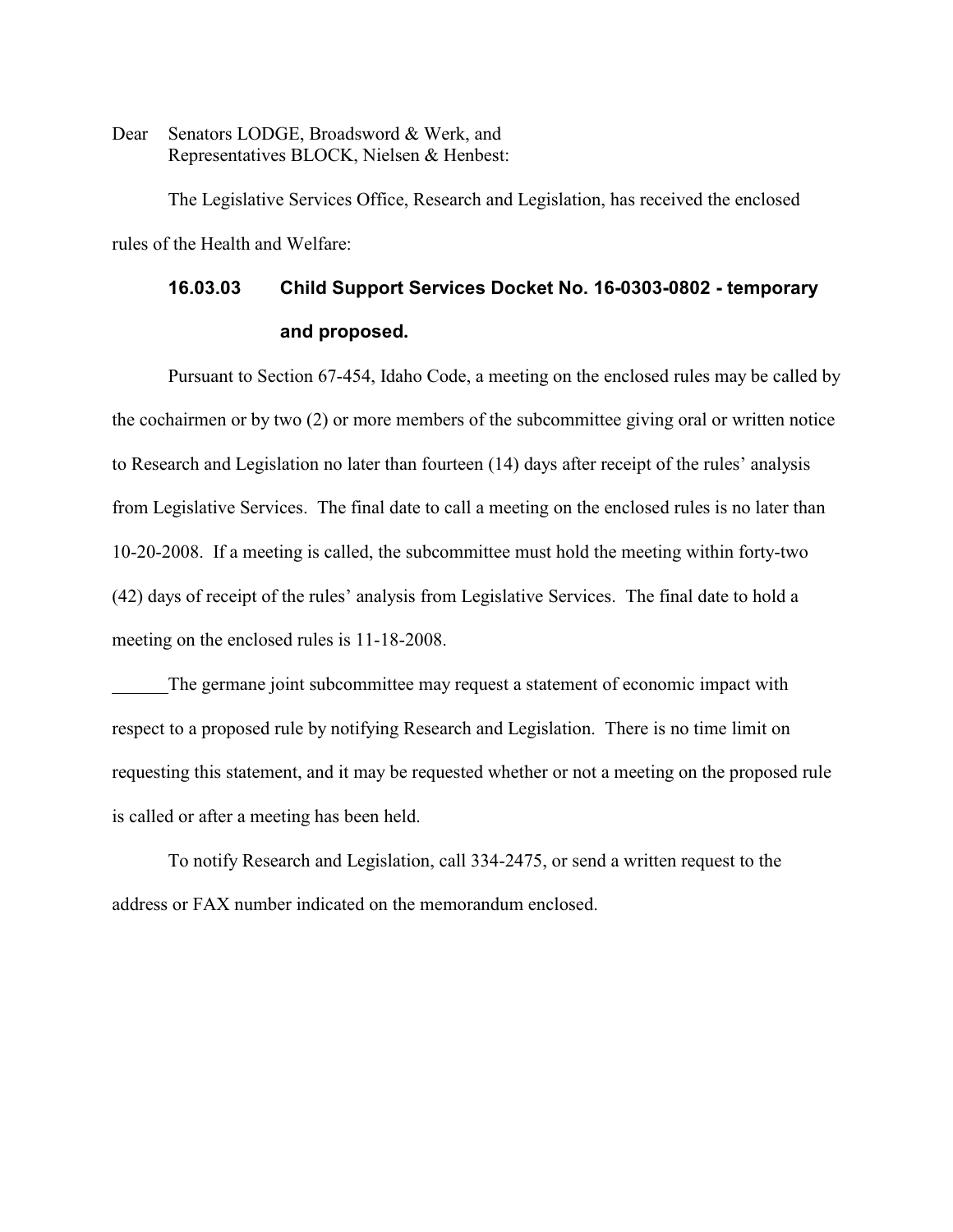Dear Senators LODGE, Broadsword & Werk, and
Representatives BLOCK, Nielsen & Henbest:

The Legislative Services Office, Research and Legislation, has received the enclosed rules of the Health and Welfare:

**16.03.03 Child Support Services Docket No. 16-0303-0802 - temporary and proposed.**

Pursuant to Section 67-454, Idaho Code, a meeting on the enclosed rules may be called by the cochairmen or by two (2) or more members of the subcommittee giving oral or written notice to Research and Legislation no later than fourteen (14) days after receipt of the rules' analysis from Legislative Services. The final date to call a meeting on the enclosed rules is no later than 10-20-2008. If a meeting is called, the subcommittee must hold the meeting within forty-two (42) days of receipt of the rules' analysis from Legislative Services. The final date to hold a meeting on the enclosed rules is 11-18-2008.

______The germane joint subcommittee may request a statement of economic impact with respect to a proposed rule by notifying Research and Legislation. There is no time limit on requesting this statement, and it may be requested whether or not a meeting on the proposed rule is called or after a meeting has been held.

To notify Research and Legislation, call 334-2475, or send a written request to the address or FAX number indicated on the memorandum enclosed.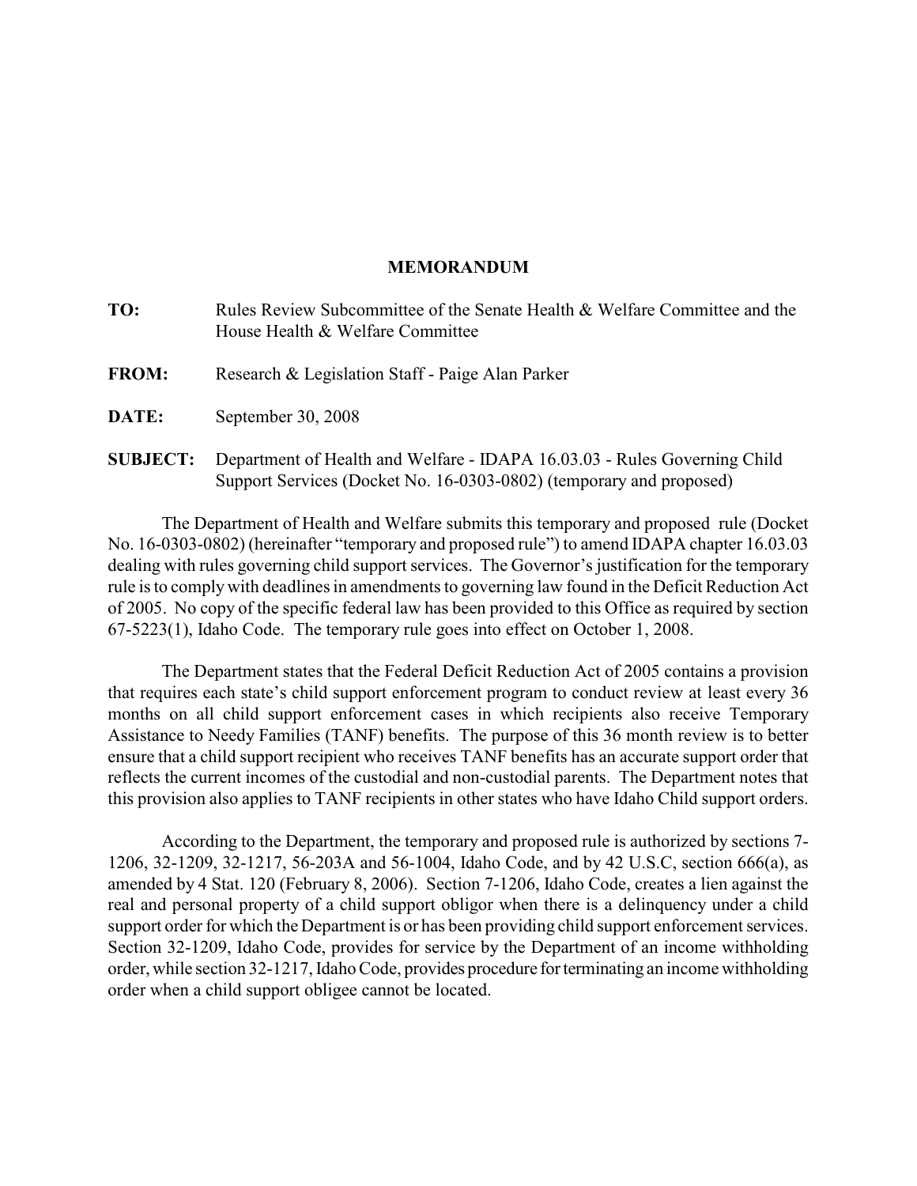**MEMORANDUM**

**TO:** Rules Review Subcommittee of the Senate Health & Welfare Committee and the House Health & Welfare Committee

**FROM:** Research & Legislation Staff - Paige Alan Parker

**DATE:** September 30, 2008

**SUBJECT:** Department of Health and Welfare - IDAPA 16.03.03 - Rules Governing Child Support Services (Docket No. 16-0303-0802) (temporary and proposed)

The Department of Health and Welfare submits this temporary and proposed rule (Docket No. 16-0303-0802) (hereinafter "temporary and proposed rule") to amend IDAPA chapter 16.03.03 dealing with rules governing child support services. The Governor's justification for the temporary rule is to comply with deadlines in amendments to governing law found in the Deficit Reduction Act of 2005. No copy of the specific federal law has been provided to this Office as required by section 67-5223(1), Idaho Code. The temporary rule goes into effect on October 1, 2008.

The Department states that the Federal Deficit Reduction Act of 2005 contains a provision that requires each state's child support enforcement program to conduct review at least every 36 months on all child support enforcement cases in which recipients also receive Temporary Assistance to Needy Families (TANF) benefits. The purpose of this 36 month review is to better ensure that a child support recipient who receives TANF benefits has an accurate support order that reflects the current incomes of the custodial and non-custodial parents. The Department notes that this provision also applies to TANF recipients in other states who have Idaho Child support orders.

According to the Department, the temporary and proposed rule is authorized by sections 7-1206, 32-1209, 32-1217, 56-203A and 56-1004, Idaho Code, and by 42 U.S.C, section 666(a), as amended by 4 Stat. 120 (February 8, 2006). Section 7-1206, Idaho Code, creates a lien against the real and personal property of a child support obligor when there is a delinquency under a child support order for which the Department is or has been providing child support enforcement services. Section 32-1209, Idaho Code, provides for service by the Department of an income withholding order, while section 32-1217, Idaho Code, provides procedure for terminating an income withholding order when a child support obligee cannot be located.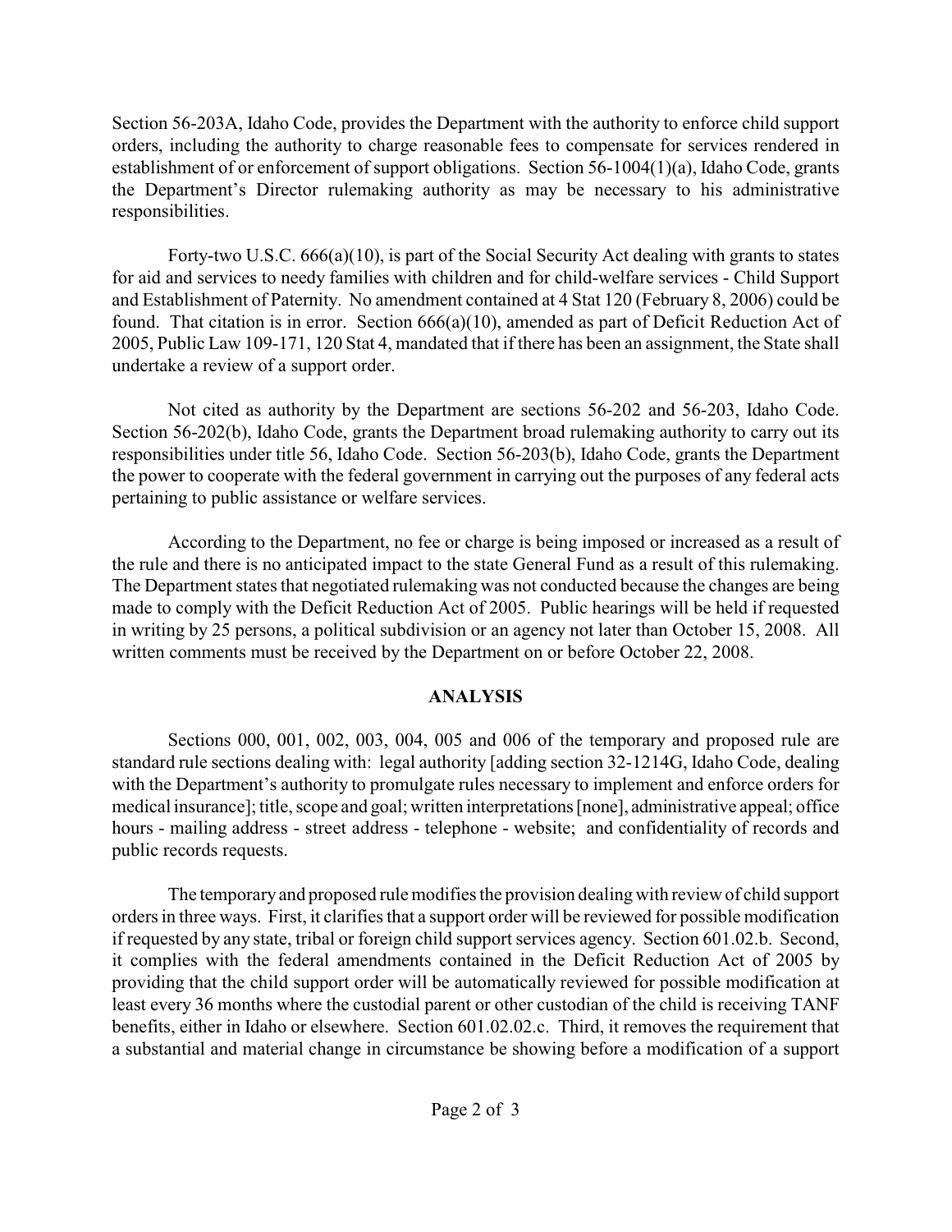Section 56-203A, Idaho Code, provides the Department with the authority to enforce child support orders, including the authority to charge reasonable fees to compensate for services rendered in establishment of or enforcement of support obligations. Section 56-1004(1)(a), Idaho Code, grants the Department's Director rulemaking authority as may be necessary to his administrative responsibilities.

Forty-two U.S.C. 666(a)(10), is part of the Social Security Act dealing with grants to states for aid and services to needy families with children and for child-welfare services - Child Support and Establishment of Paternity. No amendment contained at 4 Stat 120 (February 8, 2006) could be found. That citation is in error. Section 666(a)(10), amended as part of Deficit Reduction Act of 2005, Public Law 109-171, 120 Stat 4, mandated that if there has been an assignment, the State shall undertake a review of a support order.

Not cited as authority by the Department are sections 56-202 and 56-203, Idaho Code. Section 56-202(b), Idaho Code, grants the Department broad rulemaking authority to carry out its responsibilities under title 56, Idaho Code. Section 56-203(b), Idaho Code, grants the Department the power to cooperate with the federal government in carrying out the purposes of any federal acts pertaining to public assistance or welfare services.

According to the Department, no fee or charge is being imposed or increased as a result of the rule and there is no anticipated impact to the state General Fund as a result of this rulemaking. The Department states that negotiated rulemaking was not conducted because the changes are being made to comply with the Deficit Reduction Act of 2005. Public hearings will be held if requested in writing by 25 persons, a political subdivision or an agency not later than October 15, 2008. All written comments must be received by the Department on or before October 22, 2008.

## ANALYSIS

Sections 000, 001, 002, 003, 004, 005 and 006 of the temporary and proposed rule are standard rule sections dealing with: legal authority [adding section 32-1214G, Idaho Code, dealing with the Department's authority to promulgate rules necessary to implement and enforce orders for medical insurance]; title, scope and goal; written interpretations [none], administrative appeal; office hours - mailing address - street address - telephone - website; and confidentiality of records and public records requests.

The temporary and proposed rule modifies the provision dealing with review of child support orders in three ways. First, it clarifies that a support order will be reviewed for possible modification if requested by any state, tribal or foreign child support services agency. Section 601.02.b. Second, it complies with the federal amendments contained in the Deficit Reduction Act of 2005 by providing that the child support order will be automatically reviewed for possible modification at least every 36 months where the custodial parent or other custodian of the child is receiving TANF benefits, either in Idaho or elsewhere. Section 601.02.02.c. Third, it removes the requirement that a substantial and material change in circumstance be showing before a modification of a support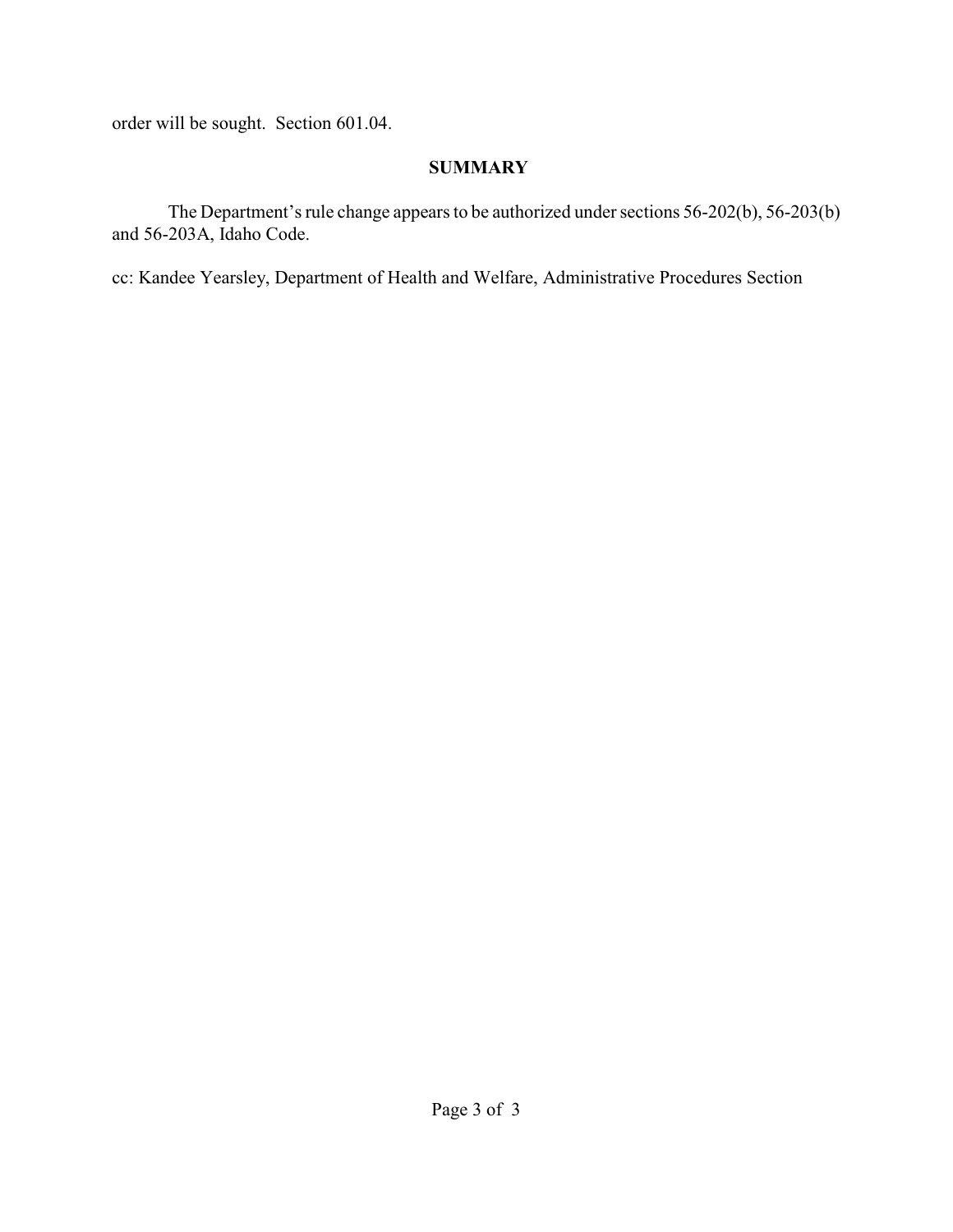order will be sought. Section 601.04.

## SUMMARY

The Department's rule change appears to be authorized under sections 56-202(b), 56-203(b) and 56-203A, Idaho Code.

cc: Kandee Yearsley, Department of Health and Welfare, Administrative Procedures Section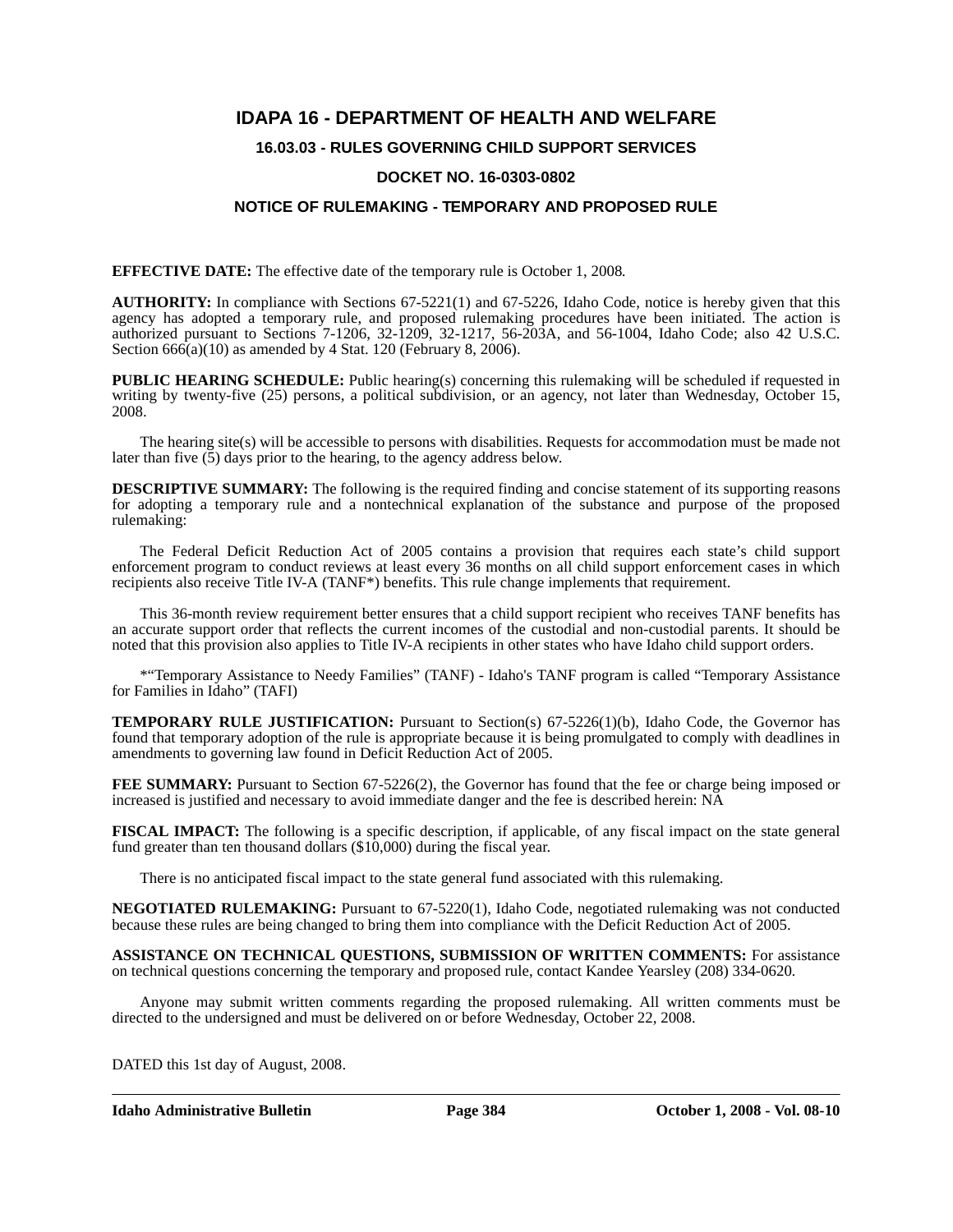# IDAPA 16 - DEPARTMENT OF HEALTH AND WELFARE

## 16.03.03 - RULES GOVERNING CHILD SUPPORT SERVICES

## DOCKET NO. 16-0303-0802

## NOTICE OF RULEMAKING - TEMPORARY AND PROPOSED RULE

**EFFECTIVE DATE:** The effective date of the temporary rule is October 1, 2008.

**AUTHORITY:** In compliance with Sections 67-5221(1) and 67-5226, Idaho Code, notice is hereby given that this agency has adopted a temporary rule, and proposed rulemaking procedures have been initiated. The action is authorized pursuant to Sections 7-1206, 32-1209, 32-1217, 56-203A, and 56-1004, Idaho Code; also 42 U.S.C. Section 666(a)(10) as amended by 4 Stat. 120 (February 8, 2006).

**PUBLIC HEARING SCHEDULE:** Public hearing(s) concerning this rulemaking will be scheduled if requested in writing by twenty-five (25) persons, a political subdivision, or an agency, not later than Wednesday, October 15, 2008.

The hearing site(s) will be accessible to persons with disabilities. Requests for accommodation must be made not later than five (5) days prior to the hearing, to the agency address below.

**DESCRIPTIVE SUMMARY:** The following is the required finding and concise statement of its supporting reasons for adopting a temporary rule and a nontechnical explanation of the substance and purpose of the proposed rulemaking:

The Federal Deficit Reduction Act of 2005 contains a provision that requires each state's child support enforcement program to conduct reviews at least every 36 months on all child support enforcement cases in which recipients also receive Title IV-A (TANF*) benefits. This rule change implements that requirement.

This 36-month review requirement better ensures that a child support recipient who receives TANF benefits has an accurate support order that reflects the current incomes of the custodial and non-custodial parents. It should be noted that this provision also applies to Title IV-A recipients in other states who have Idaho child support orders.

*"Temporary Assistance to Needy Families" (TANF) - Idaho's TANF program is called "Temporary Assistance for Families in Idaho" (TAFI)

**TEMPORARY RULE JUSTIFICATION:** Pursuant to Section(s) 67-5226(1)(b), Idaho Code, the Governor has found that temporary adoption of the rule is appropriate because it is being promulgated to comply with deadlines in amendments to governing law found in Deficit Reduction Act of 2005.

**FEE SUMMARY:** Pursuant to Section 67-5226(2), the Governor has found that the fee or charge being imposed or increased is justified and necessary to avoid immediate danger and the fee is described herein: NA

**FISCAL IMPACT:** The following is a specific description, if applicable, of any fiscal impact on the state general fund greater than ten thousand dollars ($10,000) during the fiscal year.

There is no anticipated fiscal impact to the state general fund associated with this rulemaking.

**NEGOTIATED RULEMAKING:** Pursuant to 67-5220(1), Idaho Code, negotiated rulemaking was not conducted because these rules are being changed to bring them into compliance with the Deficit Reduction Act of 2005.

**ASSISTANCE ON TECHNICAL QUESTIONS, SUBMISSION OF WRITTEN COMMENTS:** For assistance on technical questions concerning the temporary and proposed rule, contact Kandee Yearsley (208) 334-0620.

Anyone may submit written comments regarding the proposed rulemaking. All written comments must be directed to the undersigned and must be delivered on or before Wednesday, October 22, 2008.

DATED this 1st day of August, 2008.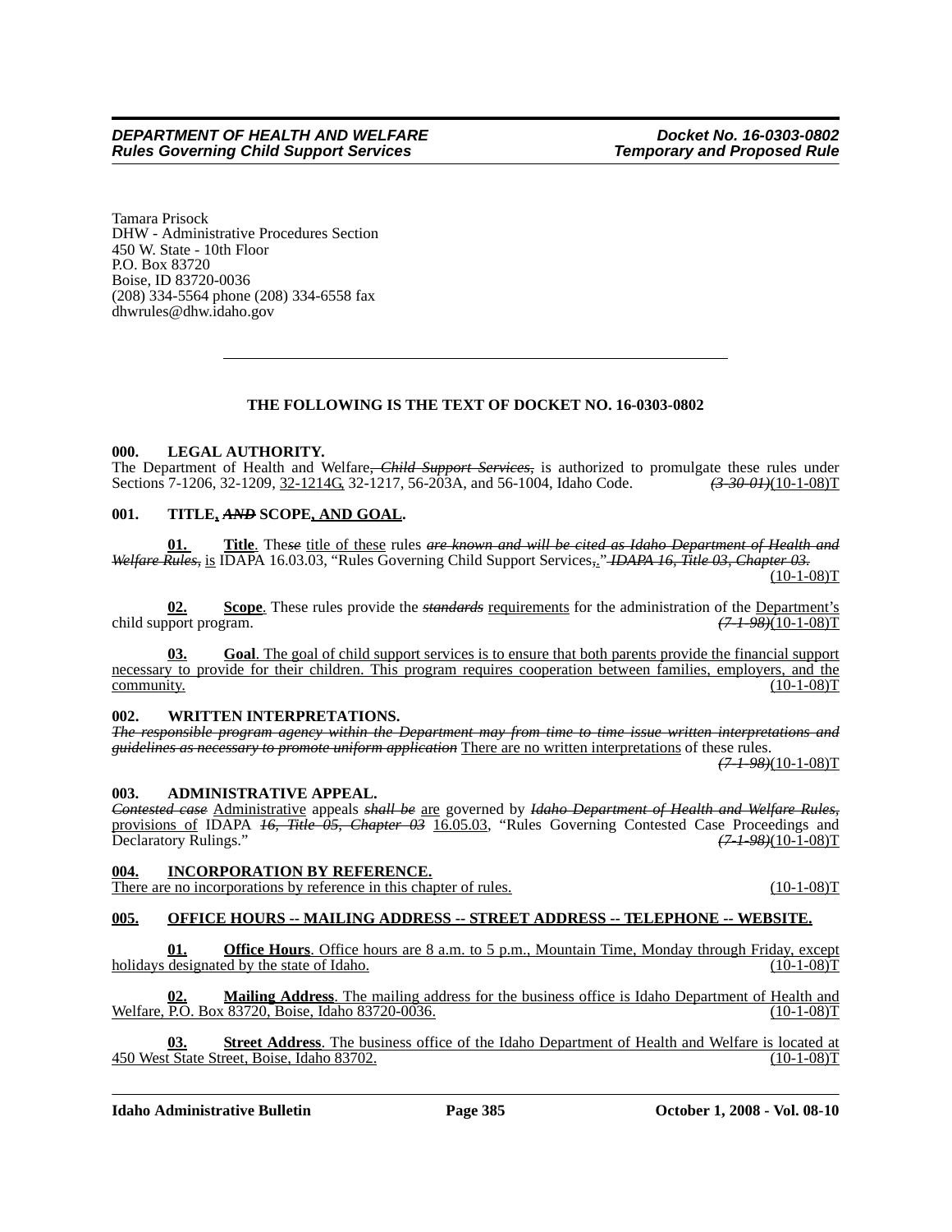Tamara Prisock
DHW - Administrative Procedures Section
450 W. State - 10th Floor
P.O. Box 83720
Boise, ID 83720-0036
(208) 334-5564 phone (208) 334-6558 fax
dhwrules@dhw.idaho.gov

---

**THE FOLLOWING IS THE TEXT OF DOCKET NO. 16-0303-0802**

**000. LEGAL AUTHORITY.**

The Department of Health and Welfare~~, Child Support Services,~~ is authorized to promulgate these rules under Sections 7-1206, 32-1209, 32-1214G, 32-1217, 56-203A, and 56-1004, Idaho Code. ~~*(3-30-01)*~~(10-1-08)T

**001. TITLE, ~~*AND*~~ SCOPE, AND GOAL.**

**01. Title**. The~~*se*~~ title of these rules ~~*are known and will be cited as Idaho Department of Health and Welfare Rules,*~~ is IDAPA 16.03.03, "Rules Governing Child Support Services~~,~~." ~~*IDAPA 16, Title 03, Chapter 03.*~~ (10-1-08)T

**02. Scope**. These rules provide the ~~*standards*~~ requirements for the administration of the Department's child support program. ~~*(7-1-98)*~~(10-1-08)T

**03. Goal**. The goal of child support services is to ensure that both parents provide the financial support necessary to provide for their children. This program requires cooperation between families, employers, and the community. (10-1-08)T

**002. WRITTEN INTERPRETATIONS.**

~~*The responsible program agency within the Department may from time to time issue written interpretations and guidelines as necessary to promote uniform application*~~ There are no written interpretations of these rules. ~~*(7-1-98)*~~(10-1-08)T

**003. ADMINISTRATIVE APPEAL.**

~~*Contested case*~~ Administrative appeals ~~*shall be*~~ are governed by ~~*Idaho Department of Health and Welfare Rules,*~~ provisions of IDAPA ~~*16, Title 05, Chapter 03*~~ 16.05.03, "Rules Governing Contested Case Proceedings and Declaratory Rulings." ~~*(7-1-98)*~~(10-1-08)T

**004. INCORPORATION BY REFERENCE.**

There are no incorporations by reference in this chapter of rules. (10-1-08)T

**005. OFFICE HOURS -- MAILING ADDRESS -- STREET ADDRESS -- TELEPHONE -- WEBSITE.**

**01. Office Hours**. Office hours are 8 a.m. to 5 p.m., Mountain Time, Monday through Friday, except holidays designated by the state of Idaho. (10-1-08)T

**02. Mailing Address**. The mailing address for the business office is Idaho Department of Health and Welfare, P.O. Box 83720, Boise, Idaho 83720-0036. (10-1-08)T

**03. Street Address**. The business office of the Idaho Department of Health and Welfare is located at 450 West State Street, Boise, Idaho 83702. (10-1-08)T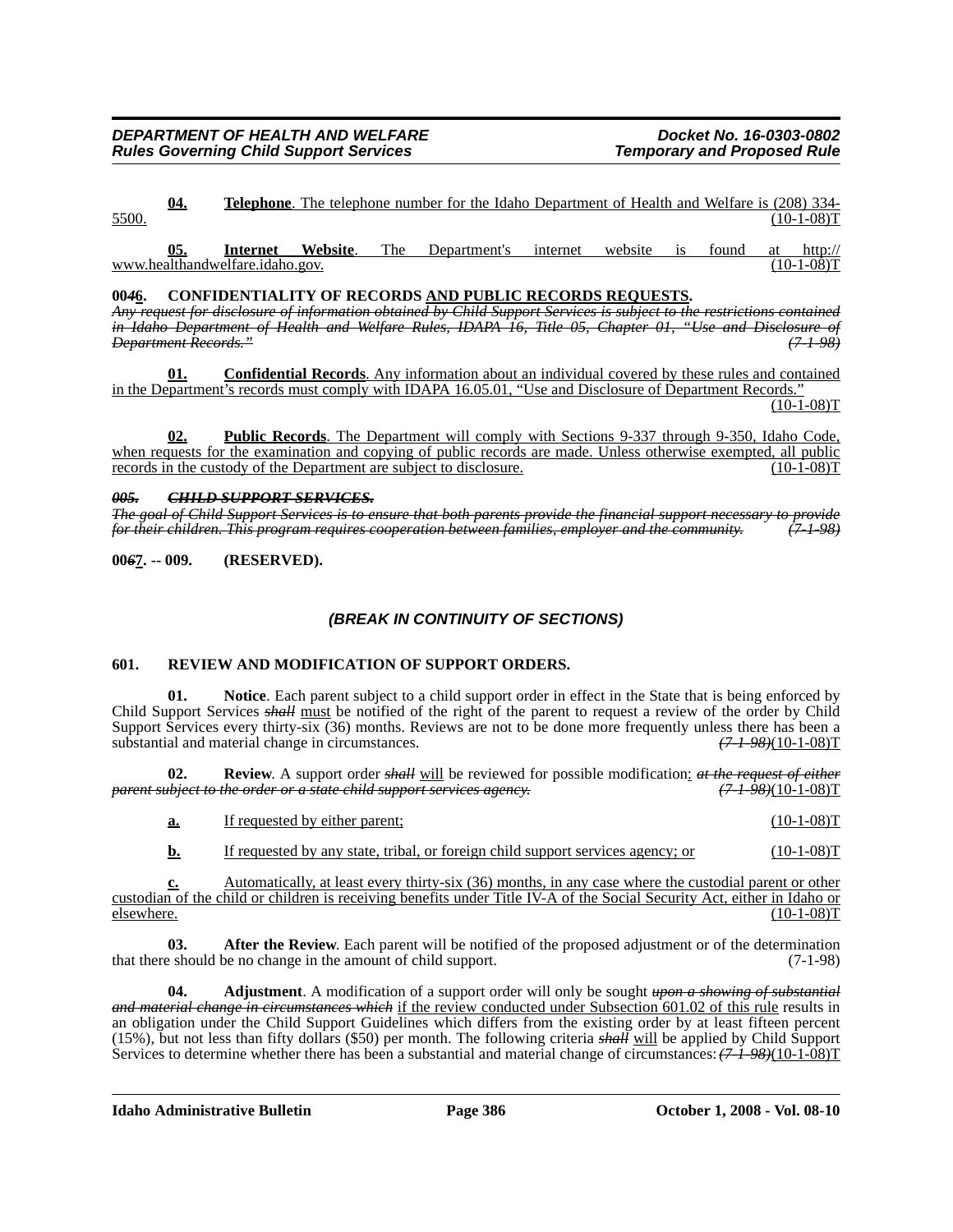**04. Telephone**. The telephone number for the Idaho Department of Health and Welfare is (208) 334-5500. (10-1-08)T

**05. Internet Website**. The Department's internet website is found at http://www.healthandwelfare.idaho.gov. (10-1-08)T

**00~~4~~6. CONFIDENTIALITY OF RECORDS AND PUBLIC RECORDS REQUESTS.**

~~*Any request for disclosure of information obtained by Child Support Services is subject to the restrictions contained in Idaho Department of Health and Welfare Rules, IDAPA 16, Title 05, Chapter 01, "Use and Disclosure of Department Records."*~~ ~~*(7-1-98)*~~

**01. Confidential Records**. Any information about an individual covered by these rules and contained in the Department's records must comply with IDAPA 16.05.01, "Use and Disclosure of Department Records." (10-1-08)T

**02. Public Records**. The Department will comply with Sections 9-337 through 9-350, Idaho Code, when requests for the examination and copying of public records are made. Unless otherwise exempted, all public records in the custody of the Department are subject to disclosure. (10-1-08)T

~~***005. CHILD SUPPORT SERVICES.***~~

~~*The goal of Child Support Services is to ensure that both parents provide the financial support necessary to provide for their children. This program requires cooperation between families, employer and the community.*~~ ~~*(7-1-98)*~~

**00~~6~~7. -- 009. (RESERVED).**

***(BREAK IN CONTINUITY OF SECTIONS)***

**601. REVIEW AND MODIFICATION OF SUPPORT ORDERS.**

**01. Notice**. Each parent subject to a child support order in effect in the State that is being enforced by Child Support Services ~~*shall*~~ must be notified of the right of the parent to request a review of the order by Child Support Services every thirty-six (36) months. Reviews are not to be done more frequently unless there has been a substantial and material change in circumstances. ~~*(7-1-98)*~~(10-1-08)T

**02. Review**. A support order ~~*shall*~~ will be reviewed for possible modification: ~~*at the request of either parent subject to the order or a state child support services agency.*~~ ~~*(7-1-98)*~~(10-1-08)T

**a.** If requested by either parent; (10-1-08)T

**b.** If requested by any state, tribal, or foreign child support services agency; or (10-1-08)T

**c.** Automatically, at least every thirty-six (36) months, in any case where the custodial parent or other custodian of the child or children is receiving benefits under Title IV-A of the Social Security Act, either in Idaho or elsewhere. (10-1-08)T

**03. After the Review**. Each parent will be notified of the proposed adjustment or of the determination that there should be no change in the amount of child support. (7-1-98)

**04. Adjustment**. A modification of a support order will only be sought ~~*upon a showing of substantial and material change in circumstances which*~~ if the review conducted under Subsection 601.02 of this rule results in an obligation under the Child Support Guidelines which differs from the existing order by at least fifteen percent (15%), but not less than fifty dollars ($50) per month. The following criteria ~~*shall*~~ will be applied by Child Support Services to determine whether there has been a substantial and material change of circumstances: ~~*(7-1-98)*~~(10-1-08)T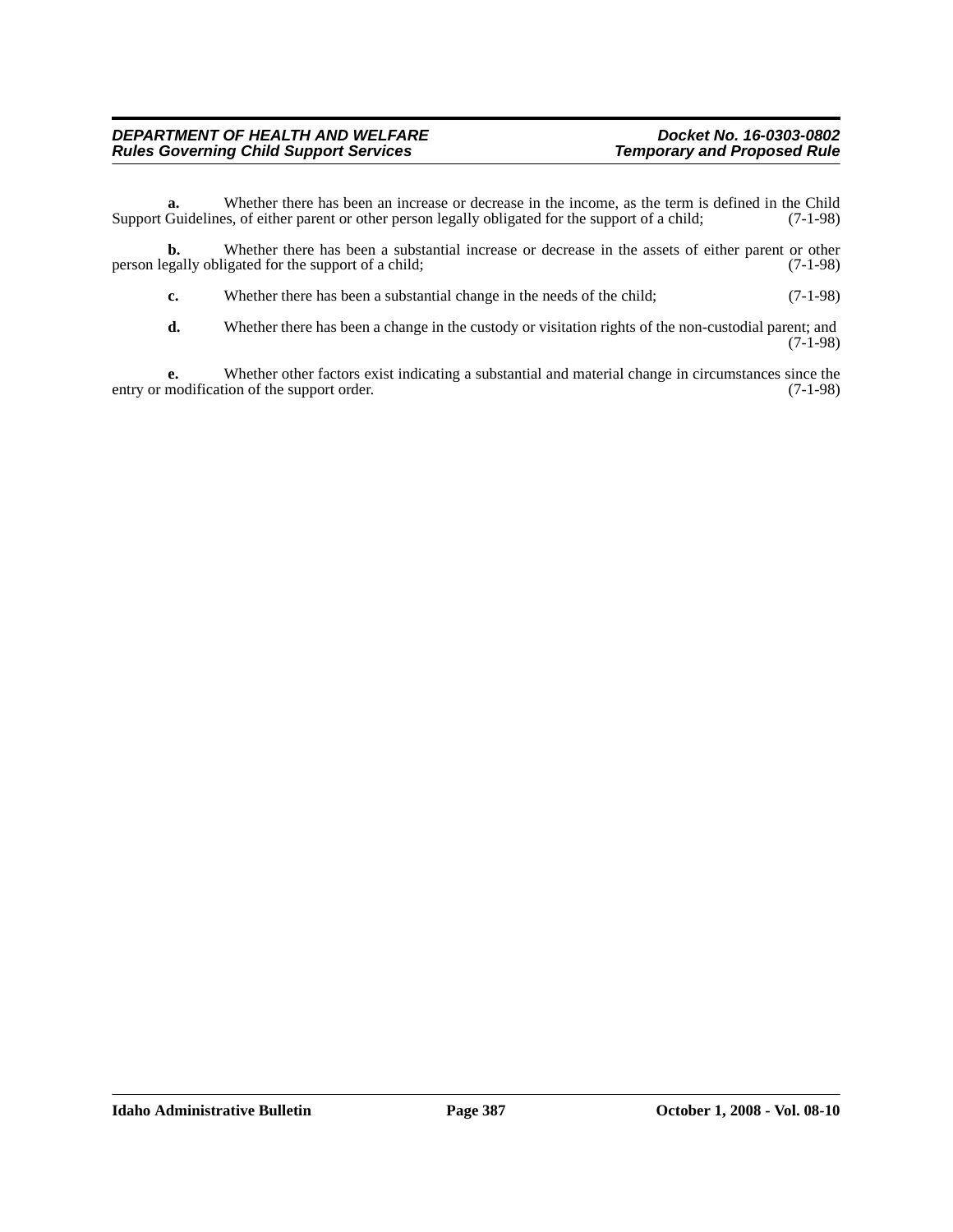**a.** Whether there has been an increase or decrease in the income, as the term is defined in the Child Support Guidelines, of either parent or other person legally obligated for the support of a child; (7-1-98)

**b.** Whether there has been a substantial increase or decrease in the assets of either parent or other person legally obligated for the support of a child; (7-1-98)

**c.** Whether there has been a substantial change in the needs of the child; (7-1-98)

**d.** Whether there has been a change in the custody or visitation rights of the non-custodial parent; and (7-1-98)

**e.** Whether other factors exist indicating a substantial and material change in circumstances since the entry or modification of the support order. (7-1-98)